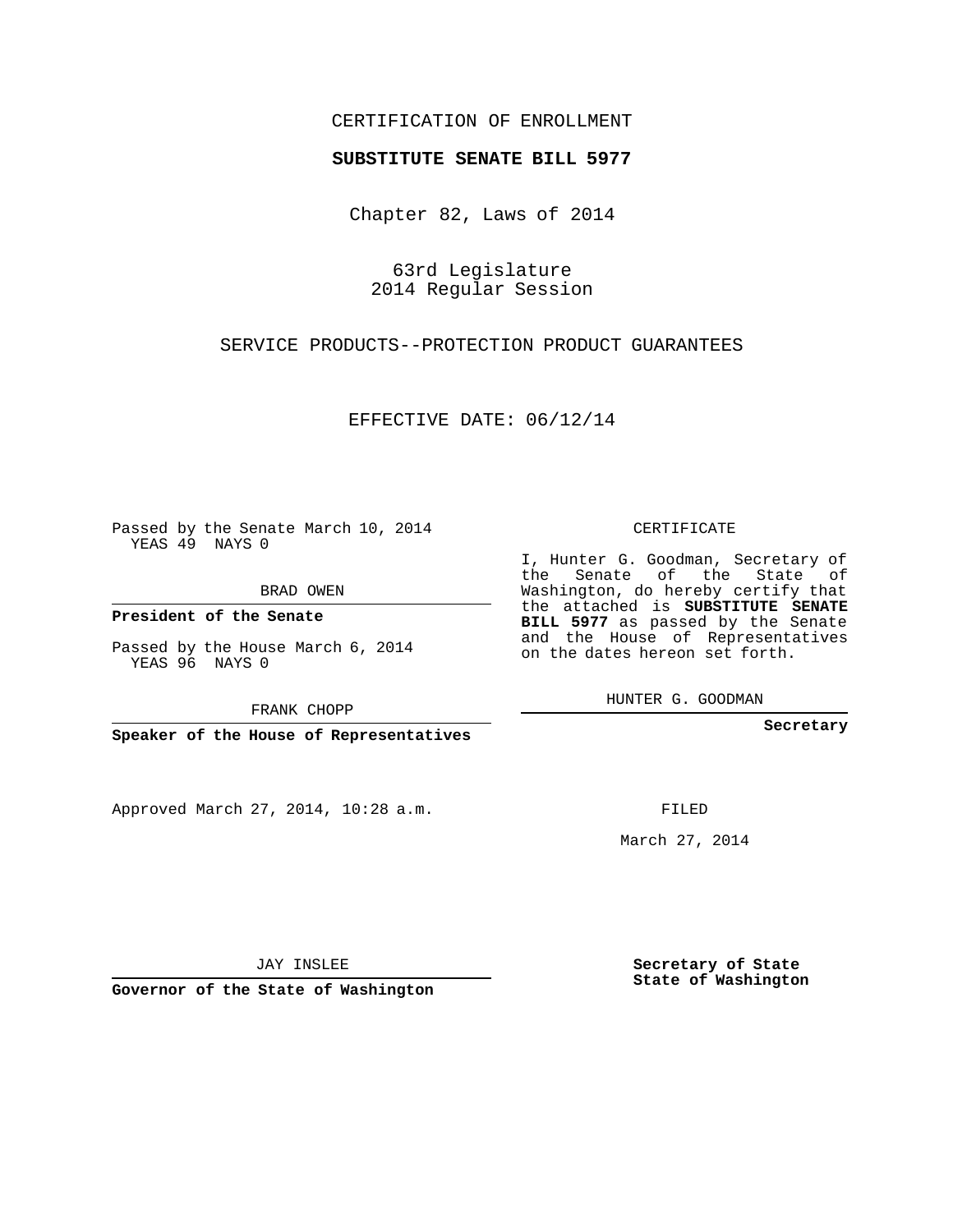CERTIFICATION OF ENROLLMENT

**SUBSTITUTE SENATE BILL 5977**

Chapter 82, Laws of 2014

63rd Legislature
2014 Regular Session

SERVICE PRODUCTS--PROTECTION PRODUCT GUARANTEES

EFFECTIVE DATE: 06/12/14

Passed by the Senate March 10, 2014
YEAS 49 NAYS 0

BRAD OWEN

**President of the Senate**

Passed by the House March 6, 2014
YEAS 96 NAYS 0

FRANK CHOPP

**Speaker of the House of Representatives**

CERTIFICATE

I, Hunter G. Goodman, Secretary of the Senate of the State of Washington, do hereby certify that the attached is **SUBSTITUTE SENATE BILL 5977** as passed by the Senate and the House of Representatives on the dates hereon set forth.

HUNTER G. GOODMAN

**Secretary**

Approved March 27, 2014, 10:28 a.m.

FILED

March 27, 2014

JAY INSLEE

**Governor of the State of Washington**

**Secretary of State**
**State of Washington**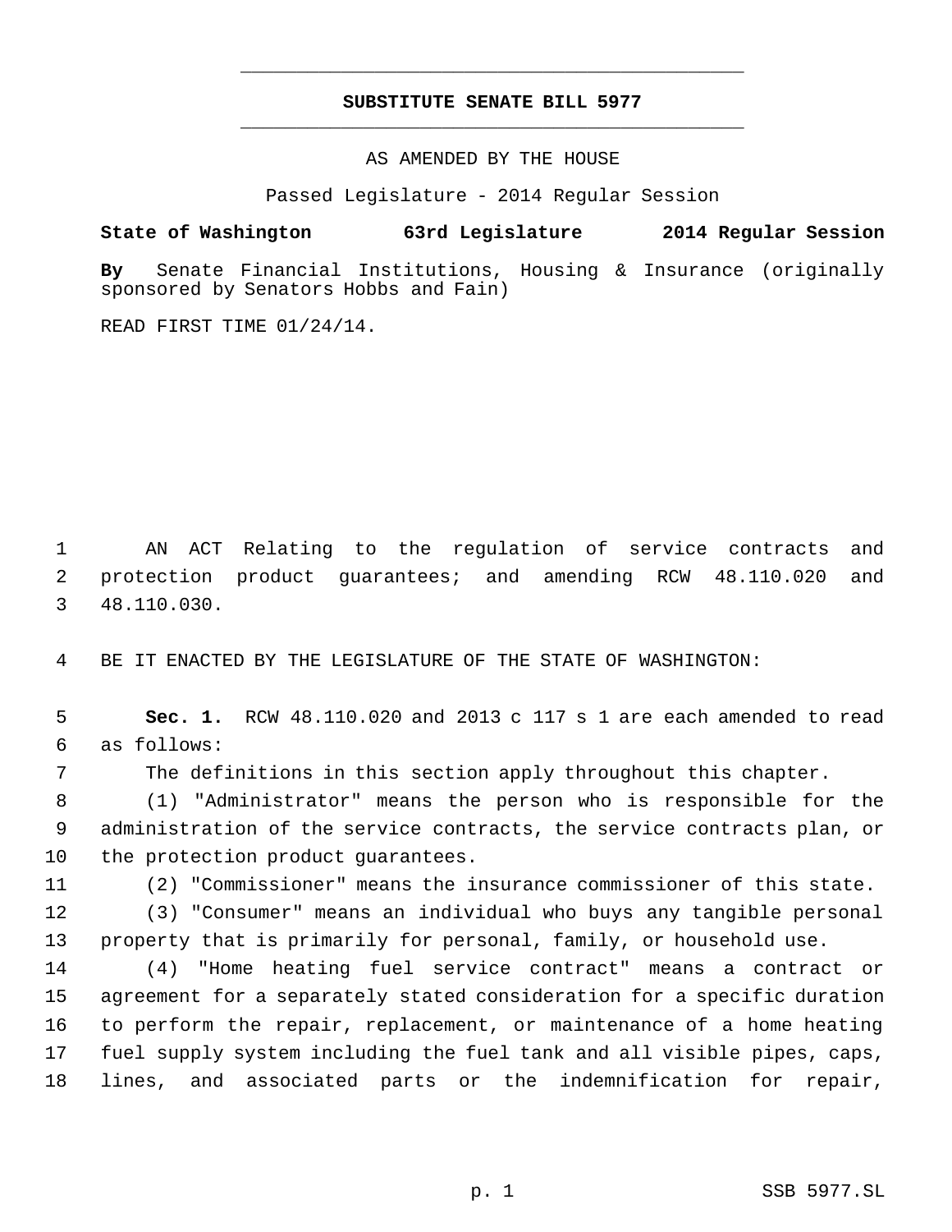# SUBSTITUTE SENATE BILL 5977

AS AMENDED BY THE HOUSE

Passed Legislature - 2014 Regular Session

**State of Washington 63rd Legislature 2014 Regular Session**

**By** Senate Financial Institutions, Housing & Insurance (originally sponsored by Senators Hobbs and Fain)

READ FIRST TIME 01/24/14.

AN ACT Relating to the regulation of service contracts and protection product guarantees; and amending RCW 48.110.020 and 48.110.030.

BE IT ENACTED BY THE LEGISLATURE OF THE STATE OF WASHINGTON:

**Sec. 1.** RCW 48.110.020 and 2013 c 117 s 1 are each amended to read as follows:

The definitions in this section apply throughout this chapter.

(1) "Administrator" means the person who is responsible for the administration of the service contracts, the service contracts plan, or the protection product guarantees.

(2) "Commissioner" means the insurance commissioner of this state.

(3) "Consumer" means an individual who buys any tangible personal property that is primarily for personal, family, or household use.

(4) "Home heating fuel service contract" means a contract or agreement for a separately stated consideration for a specific duration to perform the repair, replacement, or maintenance of a home heating fuel supply system including the fuel tank and all visible pipes, caps, lines, and associated parts or the indemnification for repair,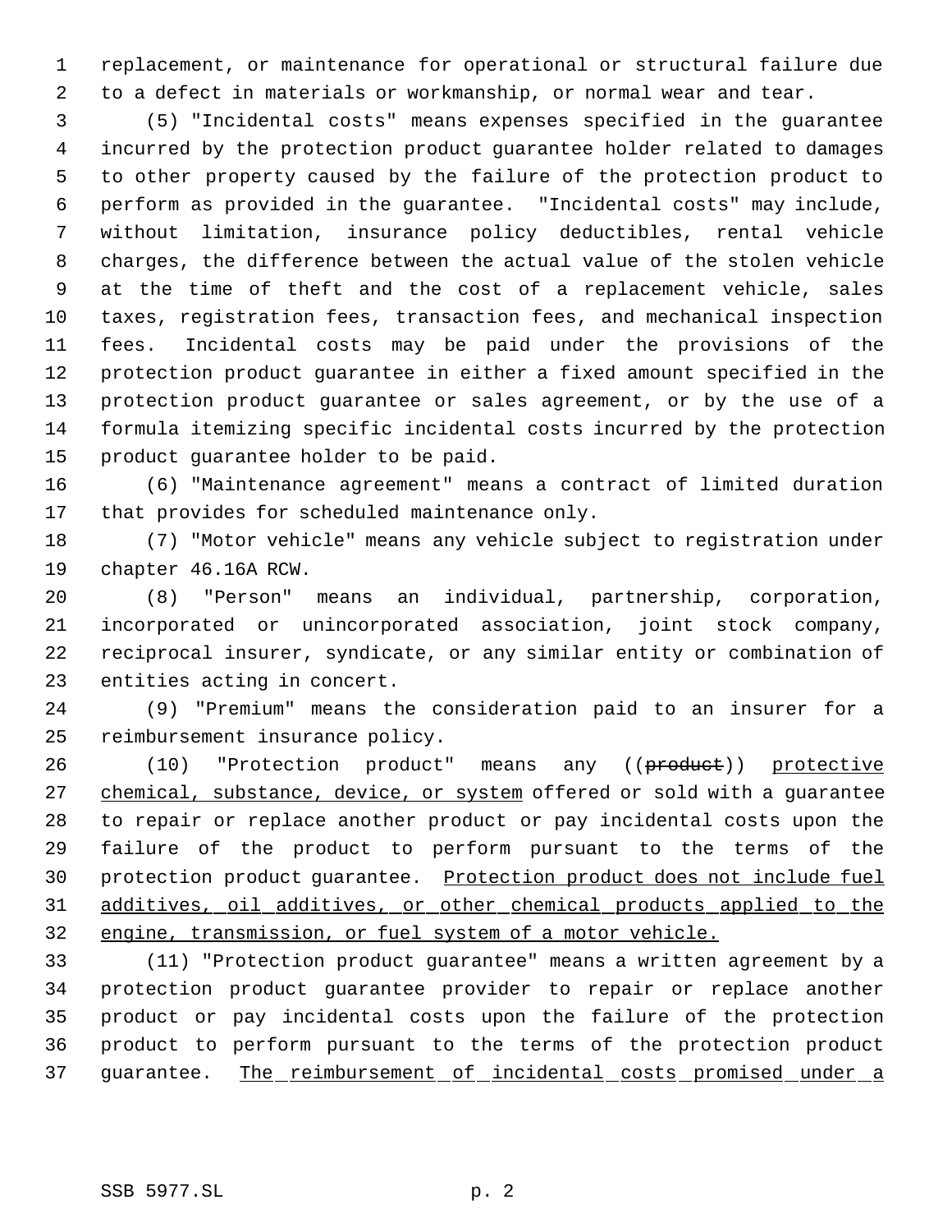replacement, or maintenance for operational or structural failure due to a defect in materials or workmanship, or normal wear and tear.

(5) "Incidental costs" means expenses specified in the guarantee incurred by the protection product guarantee holder related to damages to other property caused by the failure of the protection product to perform as provided in the guarantee. "Incidental costs" may include, without limitation, insurance policy deductibles, rental vehicle charges, the difference between the actual value of the stolen vehicle at the time of theft and the cost of a replacement vehicle, sales taxes, registration fees, transaction fees, and mechanical inspection fees. Incidental costs may be paid under the provisions of the protection product guarantee in either a fixed amount specified in the protection product guarantee or sales agreement, or by the use of a formula itemizing specific incidental costs incurred by the protection product guarantee holder to be paid.

(6) "Maintenance agreement" means a contract of limited duration that provides for scheduled maintenance only.

(7) "Motor vehicle" means any vehicle subject to registration under chapter 46.16A RCW.

(8) "Person" means an individual, partnership, corporation, incorporated or unincorporated association, joint stock company, reciprocal insurer, syndicate, or any similar entity or combination of entities acting in concert.

(9) "Premium" means the consideration paid to an insurer for a reimbursement insurance policy.

(10) "Protection product" means any ((~~product~~)) <u>protective chemical, substance, device, or system</u> offered or sold with a guarantee to repair or replace another product or pay incidental costs upon the failure of the product to perform pursuant to the terms of the protection product guarantee. <u>Protection product does not include fuel additives, oil additives, or other chemical products applied to the engine, transmission, or fuel system of a motor vehicle.</u>

(11) "Protection product guarantee" means a written agreement by a protection product guarantee provider to repair or replace another product or pay incidental costs upon the failure of the protection product to perform pursuant to the terms of the protection product guarantee. <u>The reimbursement of incidental costs promised under a</u>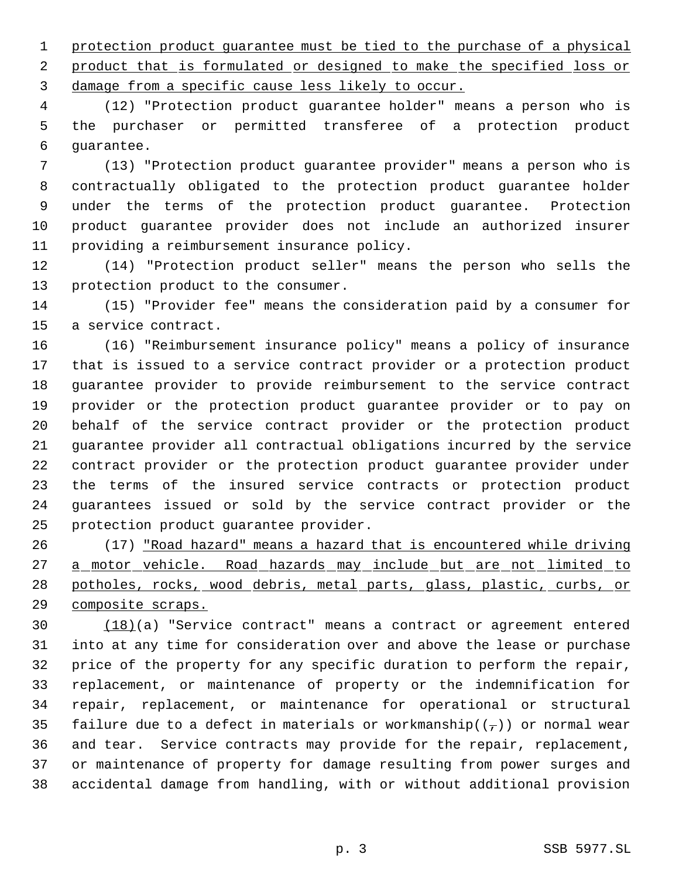protection product guarantee must be tied to the purchase of a physical product that is formulated or designed to make the specified loss or damage from a specific cause less likely to occur.

(12) "Protection product guarantee holder" means a person who is the purchaser or permitted transferee of a protection product guarantee.

(13) "Protection product guarantee provider" means a person who is contractually obligated to the protection product guarantee holder under the terms of the protection product guarantee. Protection product guarantee provider does not include an authorized insurer providing a reimbursement insurance policy.

(14) "Protection product seller" means the person who sells the protection product to the consumer.

(15) "Provider fee" means the consideration paid by a consumer for a service contract.

(16) "Reimbursement insurance policy" means a policy of insurance that is issued to a service contract provider or a protection product guarantee provider to provide reimbursement to the service contract provider or the protection product guarantee provider or to pay on behalf of the service contract provider or the protection product guarantee provider all contractual obligations incurred by the service contract provider or the protection product guarantee provider under the terms of the insured service contracts or protection product guarantees issued or sold by the service contract provider or the protection product guarantee provider.

(17) "Road hazard" means a hazard that is encountered while driving a motor vehicle. Road hazards may include but are not limited to potholes, rocks, wood debris, metal parts, glass, plastic, curbs, or composite scraps.

(18)(a) "Service contract" means a contract or agreement entered into at any time for consideration over and above the lease or purchase price of the property for any specific duration to perform the repair, replacement, or maintenance of property or the indemnification for repair, replacement, or maintenance for operational or structural failure due to a defect in materials or workmanship((,)) or normal wear and tear. Service contracts may provide for the repair, replacement, or maintenance of property for damage resulting from power surges and accidental damage from handling, with or without additional provision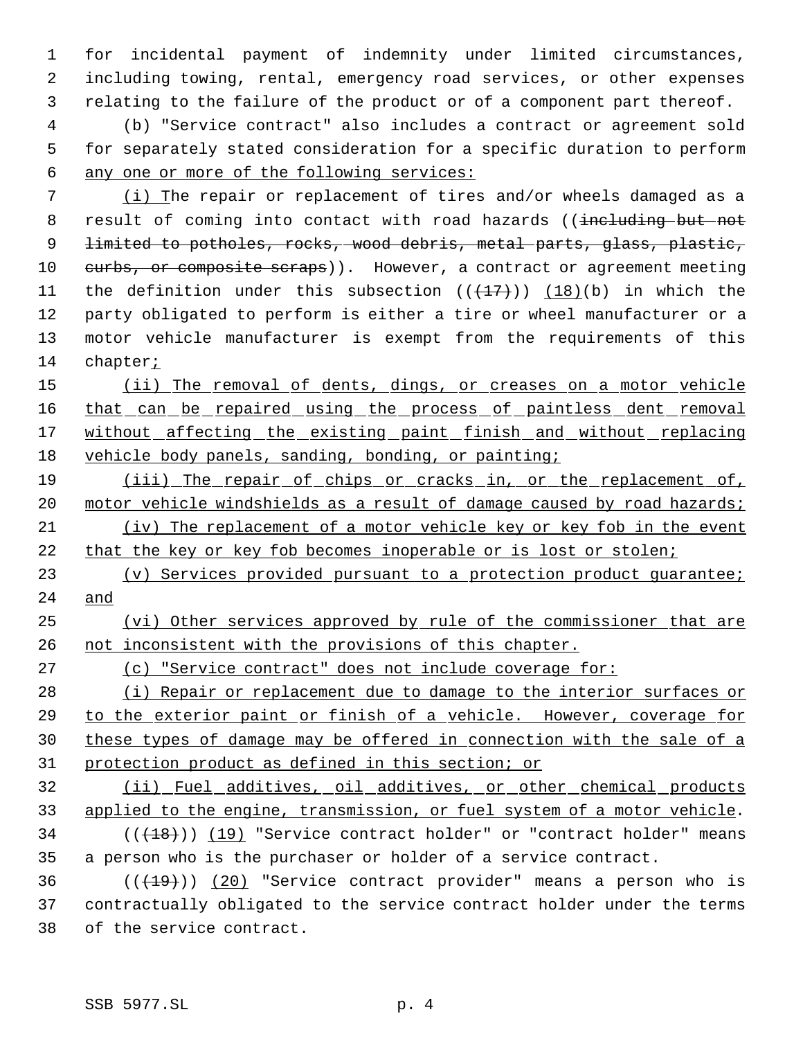for incidental payment of indemnity under limited circumstances, including towing, rental, emergency road services, or other expenses relating to the failure of the product or of a component part thereof.

(b) "Service contract" also includes a contract or agreement sold for separately stated consideration for a specific duration to perform any one or more of the following services:

(i) The repair or replacement of tires and/or wheels damaged as a result of coming into contact with road hazards ((including but not limited to potholes, rocks, wood debris, metal parts, glass, plastic, curbs, or composite scraps)). However, a contract or agreement meeting the definition under this subsection (((17))) (18)(b) in which the party obligated to perform is either a tire or wheel manufacturer or a motor vehicle manufacturer is exempt from the requirements of this chapter;

(ii) The removal of dents, dings, or creases on a motor vehicle that can be repaired using the process of paintless dent removal without affecting the existing paint finish and without replacing vehicle body panels, sanding, bonding, or painting;

(iii) The repair of chips or cracks in, or the replacement of, motor vehicle windshields as a result of damage caused by road hazards;

(iv) The replacement of a motor vehicle key or key fob in the event that the key or key fob becomes inoperable or is lost or stolen;

(v) Services provided pursuant to a protection product guarantee; and

(vi) Other services approved by rule of the commissioner that are not inconsistent with the provisions of this chapter.

(c) "Service contract" does not include coverage for:

(i) Repair or replacement due to damage to the interior surfaces or to the exterior paint or finish of a vehicle. However, coverage for these types of damage may be offered in connection with the sale of a protection product as defined in this section; or

(ii) Fuel additives, oil additives, or other chemical products applied to the engine, transmission, or fuel system of a motor vehicle.

(((18))) (19) "Service contract holder" or "contract holder" means a person who is the purchaser or holder of a service contract.

(((19))) (20) "Service contract provider" means a person who is contractually obligated to the service contract holder under the terms of the service contract.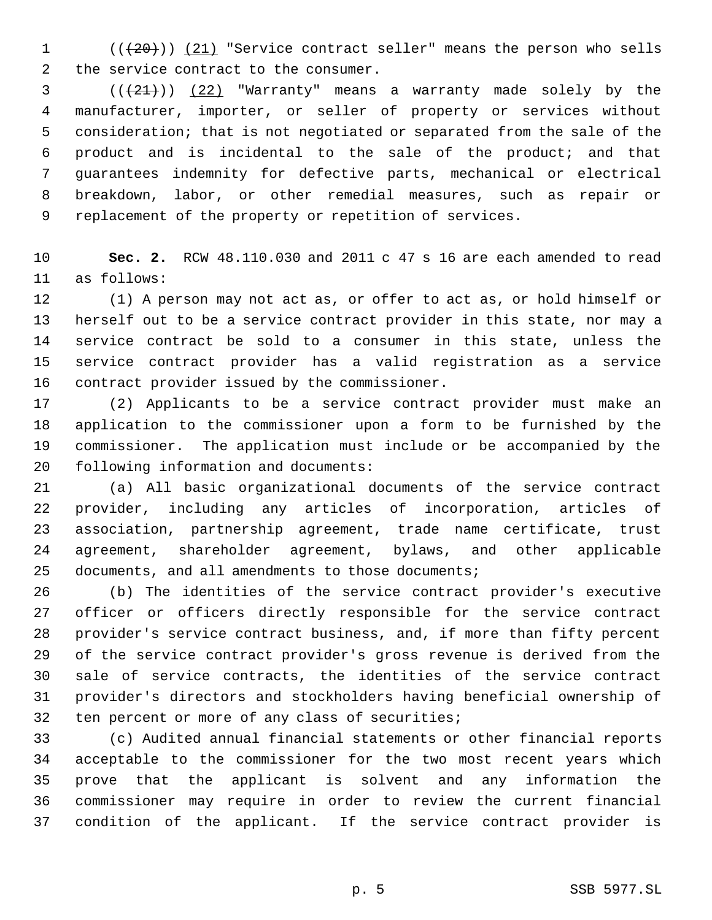((~~(20)~~)) (21) "Service contract seller" means the person who sells the service contract to the consumer.

((~~(21)~~)) (22) "Warranty" means a warranty made solely by the manufacturer, importer, or seller of property or services without consideration; that is not negotiated or separated from the sale of the product and is incidental to the sale of the product; and that guarantees indemnity for defective parts, mechanical or electrical breakdown, labor, or other remedial measures, such as repair or replacement of the property or repetition of services.

**Sec. 2.** RCW 48.110.030 and 2011 c 47 s 16 are each amended to read as follows:

(1) A person may not act as, or offer to act as, or hold himself or herself out to be a service contract provider in this state, nor may a service contract be sold to a consumer in this state, unless the service contract provider has a valid registration as a service contract provider issued by the commissioner.

(2) Applicants to be a service contract provider must make an application to the commissioner upon a form to be furnished by the commissioner. The application must include or be accompanied by the following information and documents:

(a) All basic organizational documents of the service contract provider, including any articles of incorporation, articles of association, partnership agreement, trade name certificate, trust agreement, shareholder agreement, bylaws, and other applicable documents, and all amendments to those documents;

(b) The identities of the service contract provider's executive officer or officers directly responsible for the service contract provider's service contract business, and, if more than fifty percent of the service contract provider's gross revenue is derived from the sale of service contracts, the identities of the service contract provider's directors and stockholders having beneficial ownership of ten percent or more of any class of securities;

(c) Audited annual financial statements or other financial reports acceptable to the commissioner for the two most recent years which prove that the applicant is solvent and any information the commissioner may require in order to review the current financial condition of the applicant. If the service contract provider is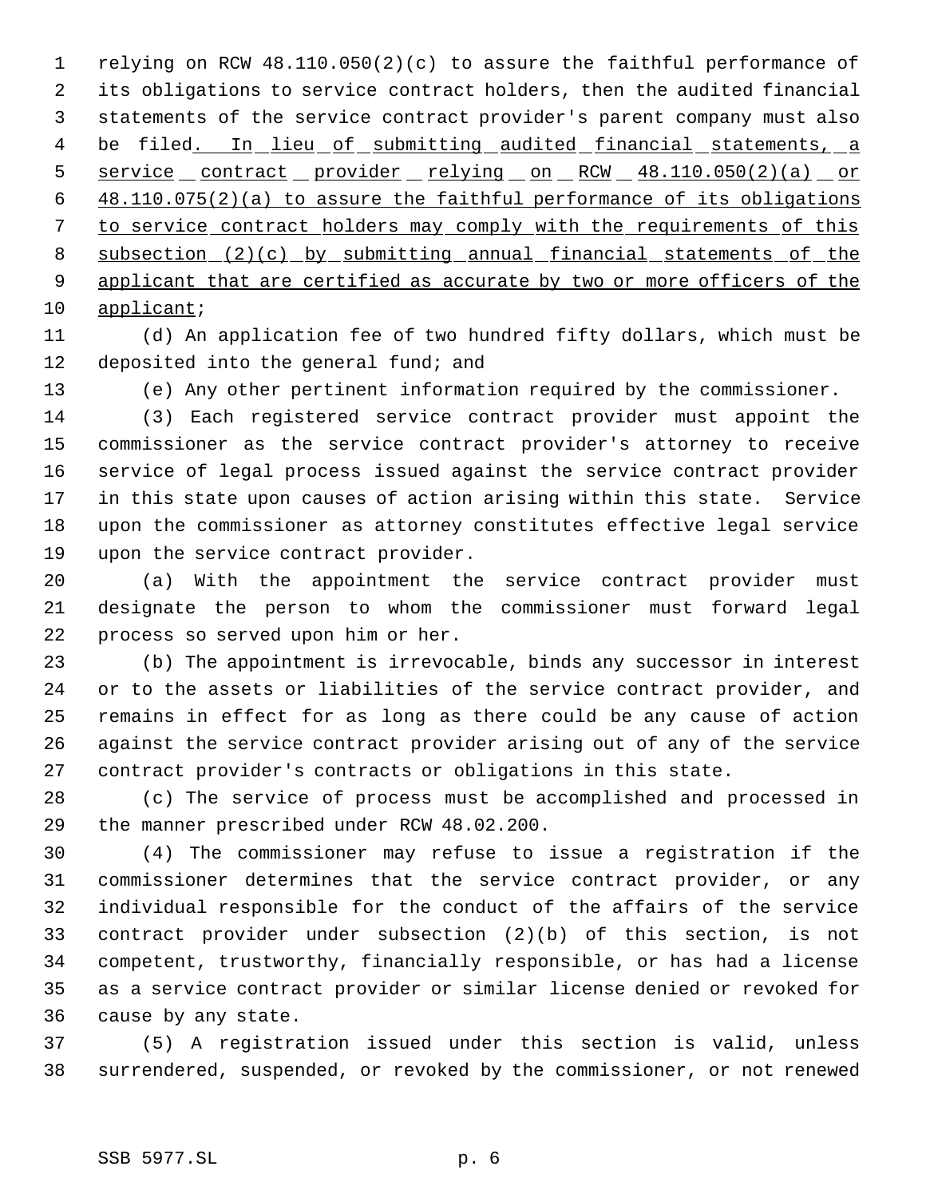relying on RCW 48.110.050(2)(c) to assure the faithful performance of its obligations to service contract holders, then the audited financial statements of the service contract provider's parent company must also be filed. In lieu of submitting audited financial statements, a service contract provider relying on RCW 48.110.050(2)(a) or 48.110.075(2)(a) to assure the faithful performance of its obligations to service contract holders may comply with the requirements of this subsection (2)(c) by submitting annual financial statements of the applicant that are certified as accurate by two or more officers of the applicant;

(d) An application fee of two hundred fifty dollars, which must be deposited into the general fund; and

(e) Any other pertinent information required by the commissioner.

(3) Each registered service contract provider must appoint the commissioner as the service contract provider's attorney to receive service of legal process issued against the service contract provider in this state upon causes of action arising within this state. Service upon the commissioner as attorney constitutes effective legal service upon the service contract provider.

(a) With the appointment the service contract provider must designate the person to whom the commissioner must forward legal process so served upon him or her.

(b) The appointment is irrevocable, binds any successor in interest or to the assets or liabilities of the service contract provider, and remains in effect for as long as there could be any cause of action against the service contract provider arising out of any of the service contract provider's contracts or obligations in this state.

(c) The service of process must be accomplished and processed in the manner prescribed under RCW 48.02.200.

(4) The commissioner may refuse to issue a registration if the commissioner determines that the service contract provider, or any individual responsible for the conduct of the affairs of the service contract provider under subsection (2)(b) of this section, is not competent, trustworthy, financially responsible, or has had a license as a service contract provider or similar license denied or revoked for cause by any state.

(5) A registration issued under this section is valid, unless surrendered, suspended, or revoked by the commissioner, or not renewed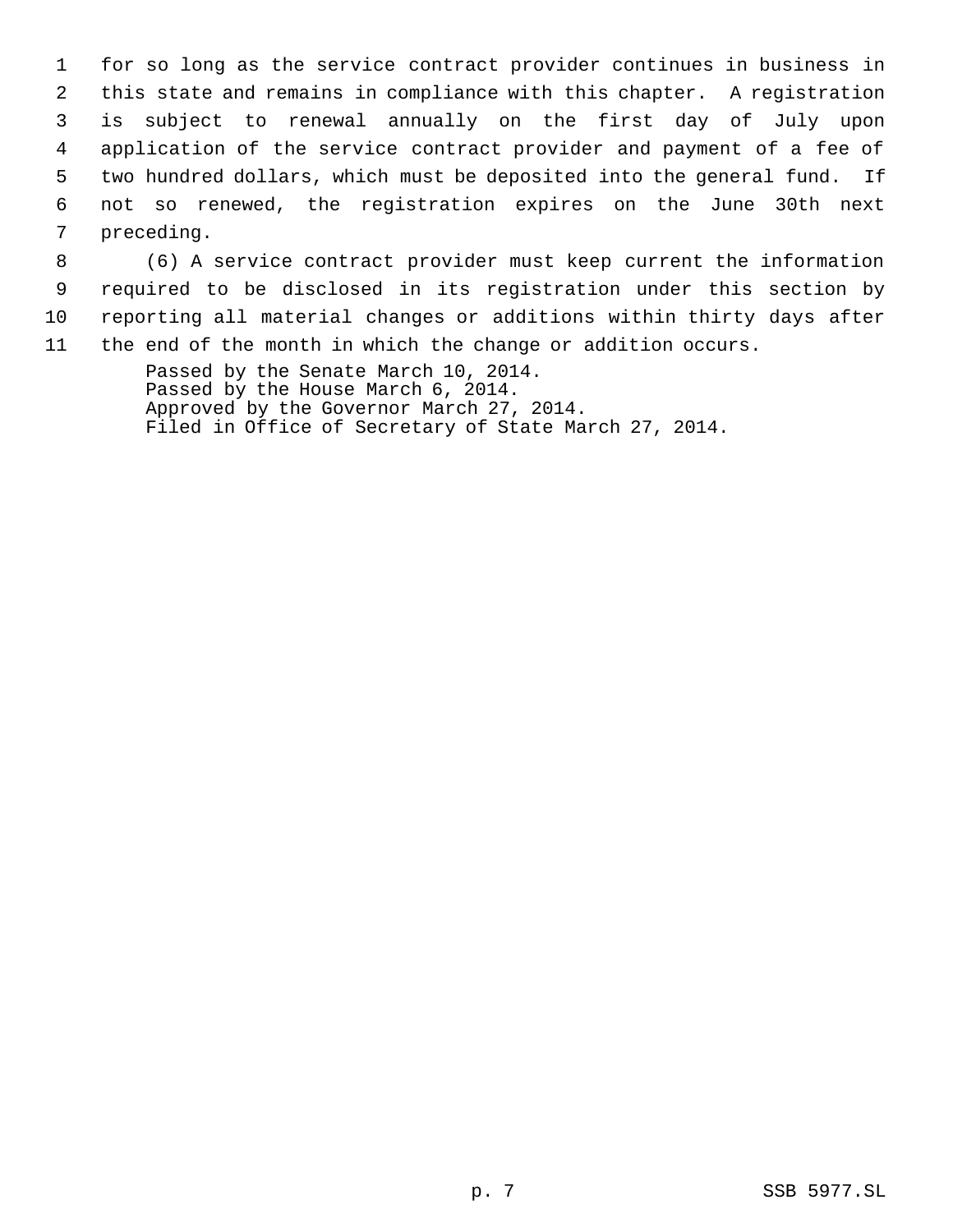for so long as the service contract provider continues in business in this state and remains in compliance with this chapter. A registration is subject to renewal annually on the first day of July upon application of the service contract provider and payment of a fee of two hundred dollars, which must be deposited into the general fund. If not so renewed, the registration expires on the June 30th next preceding.

(6) A service contract provider must keep current the information required to be disclosed in its registration under this section by reporting all material changes or additions within thirty days after the end of the month in which the change or addition occurs.

Passed by the Senate March 10, 2014.
Passed by the House March 6, 2014.
Approved by the Governor March 27, 2014.
Filed in Office of Secretary of State March 27, 2014.